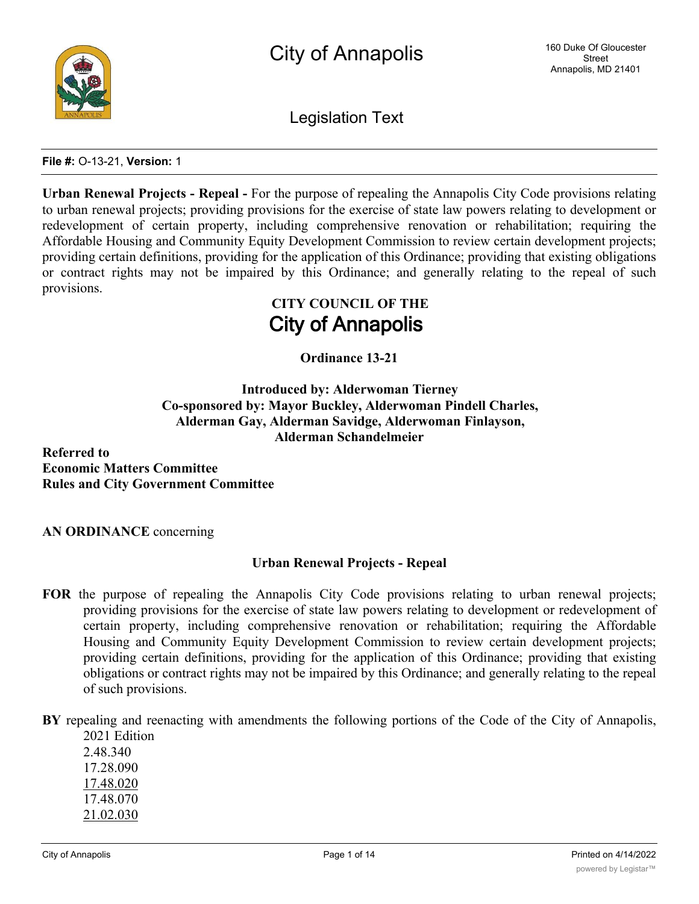# City of Annapolis

160 Duke Of Gloucester Street
Annapolis, MD 21401

Legislation Text

**File #:** O-13-21, **Version:** 1

**Urban Renewal Projects - Repeal -** For the purpose of repealing the Annapolis City Code provisions relating to urban renewal projects; providing provisions for the exercise of state law powers relating to development or redevelopment of certain property, including comprehensive renovation or rehabilitation; requiring the Affordable Housing and Community Equity Development Commission to review certain development projects; providing certain definitions, providing for the application of this Ordinance; providing that existing obligations or contract rights may not be impaired by this Ordinance; and generally relating to the repeal of such provisions.

## CITY COUNCIL OF THE
## City of Annapolis

**Ordinance 13-21**

**Introduced by: Alderwoman Tierney**
**Co-sponsored by: Mayor Buckley, Alderwoman Pindell Charles, Alderman Gay, Alderman Savidge, Alderwoman Finlayson, Alderman Schandelmeier**

**Referred to**
**Economic Matters Committee**
**Rules and City Government Committee**

**AN ORDINANCE** concerning

**Urban Renewal Projects - Repeal**

**FOR** the purpose of repealing the Annapolis City Code provisions relating to urban renewal projects; providing provisions for the exercise of state law powers relating to development or redevelopment of certain property, including comprehensive renovation or rehabilitation; requiring the Affordable Housing and Community Equity Development Commission to review certain development projects; providing certain definitions, providing for the application of this Ordinance; providing that existing obligations or contract rights may not be impaired by this Ordinance; and generally relating to the repeal of such provisions.

**BY** repealing and reenacting with amendments the following portions of the Code of the City of Annapolis, 2021 Edition

2.48.340
17.28.090
<u>17.48.020</u>
17.48.070
<u>21.02.030</u>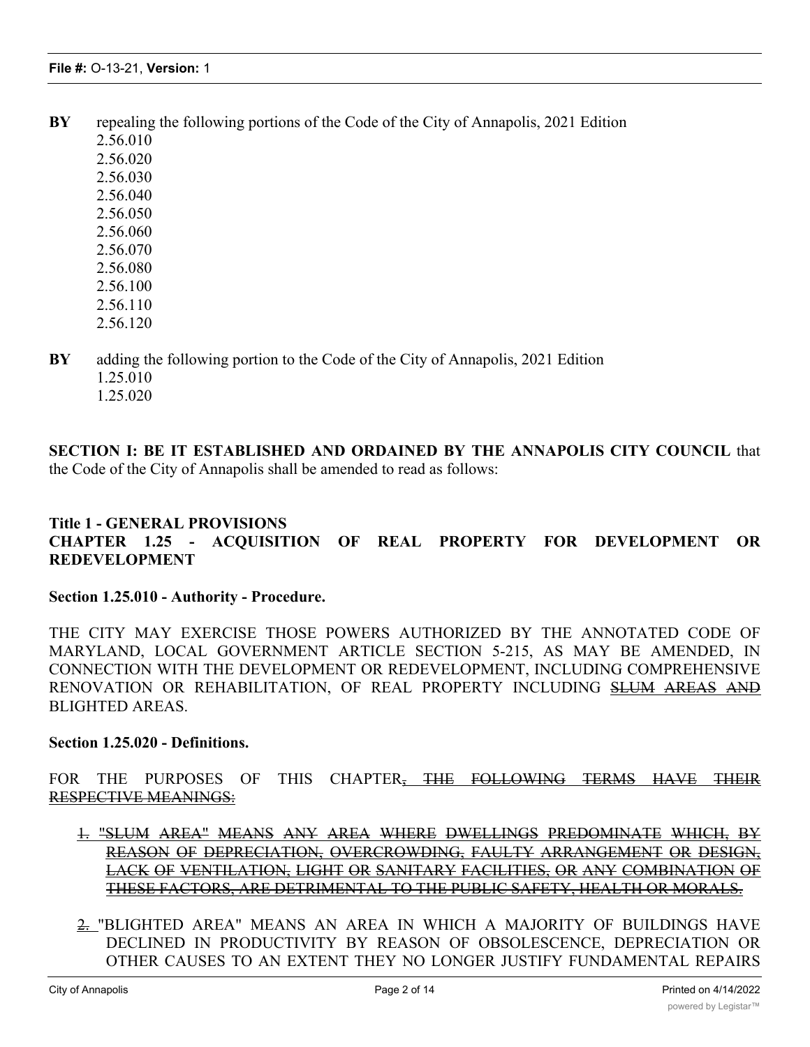**BY** repealing the following portions of the Code of the City of Annapolis, 2021 Edition
2.56.010
2.56.020
2.56.030
2.56.040
2.56.050
2.56.060
2.56.070
2.56.080
2.56.100
2.56.110
2.56.120

**BY** adding the following portion to the Code of the City of Annapolis, 2021 Edition
1.25.010
1.25.020

**SECTION I: BE IT ESTABLISHED AND ORDAINED BY THE ANNAPOLIS CITY COUNCIL** that the Code of the City of Annapolis shall be amended to read as follows:

**Title 1 - GENERAL PROVISIONS**
**CHAPTER 1.25 - ACQUISITION OF REAL PROPERTY FOR DEVELOPMENT OR REDEVELOPMENT**

**Section 1.25.010 - Authority - Procedure.**

THE CITY MAY EXERCISE THOSE POWERS AUTHORIZED BY THE ANNOTATED CODE OF MARYLAND, LOCAL GOVERNMENT ARTICLE SECTION 5-215, AS MAY BE AMENDED, IN CONNECTION WITH THE DEVELOPMENT OR REDEVELOPMENT, INCLUDING COMPREHENSIVE RENOVATION OR REHABILITATION, OF REAL PROPERTY INCLUDING ~~SLUM AREAS AND~~ BLIGHTED AREAS.

**Section 1.25.020 - Definitions.**

FOR THE PURPOSES OF THIS CHAPTER~~, THE FOLLOWING TERMS HAVE THEIR RESPECTIVE MEANINGS:~~

~~1. "SLUM AREA" MEANS ANY AREA WHERE DWELLINGS PREDOMINATE WHICH, BY REASON OF DEPRECIATION, OVERCROWDING, FAULTY ARRANGEMENT OR DESIGN, LACK OF VENTILATION, LIGHT OR SANITARY FACILITIES, OR ANY COMBINATION OF THESE FACTORS, ARE DETRIMENTAL TO THE PUBLIC SAFETY, HEALTH OR MORALS.~~

~~2.~~ "BLIGHTED AREA" MEANS AN AREA IN WHICH A MAJORITY OF BUILDINGS HAVE DECLINED IN PRODUCTIVITY BY REASON OF OBSOLESCENCE, DEPRECIATION OR OTHER CAUSES TO AN EXTENT THEY NO LONGER JUSTIFY FUNDAMENTAL REPAIRS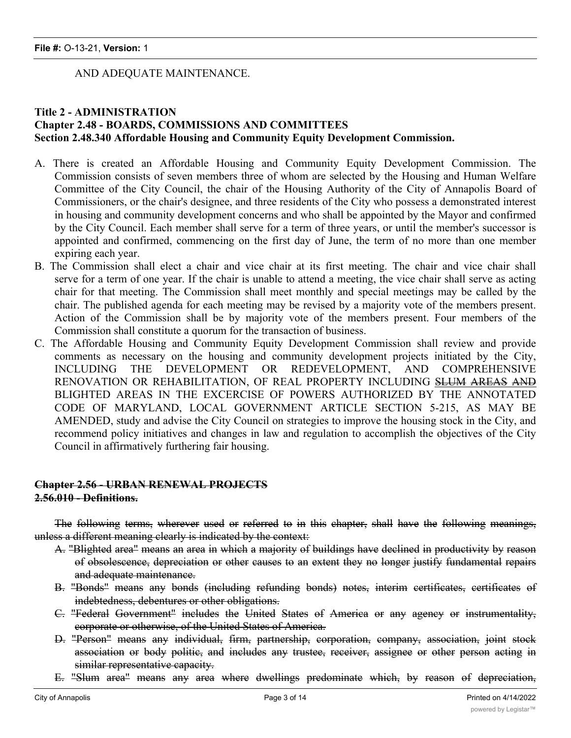AND ADEQUATE MAINTENANCE.

**Title 2 - ADMINISTRATION**
**Chapter 2.48 - BOARDS, COMMISSIONS AND COMMITTEES**
**Section 2.48.340 Affordable Housing and Community Equity Development Commission.**

A. There is created an Affordable Housing and Community Equity Development Commission. The Commission consists of seven members three of whom are selected by the Housing and Human Welfare Committee of the City Council, the chair of the Housing Authority of the City of Annapolis Board of Commissioners, or the chair's designee, and three residents of the City who possess a demonstrated interest in housing and community development concerns and who shall be appointed by the Mayor and confirmed by the City Council. Each member shall serve for a term of three years, or until the member's successor is appointed and confirmed, commencing on the first day of June, the term of no more than one member expiring each year.

B. The Commission shall elect a chair and vice chair at its first meeting. The chair and vice chair shall serve for a term of one year. If the chair is unable to attend a meeting, the vice chair shall serve as acting chair for that meeting. The Commission shall meet monthly and special meetings may be called by the chair. The published agenda for each meeting may be revised by a majority vote of the members present. Action of the Commission shall be by majority vote of the members present. Four members of the Commission shall constitute a quorum for the transaction of business.

C. The Affordable Housing and Community Equity Development Commission shall review and provide comments as necessary on the housing and community development projects initiated by the City, INCLUDING THE DEVELOPMENT OR REDEVELOPMENT, AND COMPREHENSIVE RENOVATION OR REHABILITATION, OF REAL PROPERTY INCLUDING ~~SLUM AREAS AND~~ BLIGHTED AREAS IN THE EXCERCISE OF POWERS AUTHORIZED BY THE ANNOTATED CODE OF MARYLAND, LOCAL GOVERNMENT ARTICLE SECTION 5-215, AS MAY BE AMENDED, study and advise the City Council on strategies to improve the housing stock in the City, and recommend policy initiatives and changes in law and regulation to accomplish the objectives of the City Council in affirmatively furthering fair housing.

~~**Chapter 2.56 - URBAN RENEWAL PROJECTS**~~
~~**2.56.010 - Definitions.**~~

~~The following terms, wherever used or referred to in this chapter, shall have the following meanings, unless a different meaning clearly is indicated by the context:~~

~~A. "Blighted area" means an area in which a majority of buildings have declined in productivity by reason of obsolescence, depreciation or other causes to an extent they no longer justify fundamental repairs and adequate maintenance.~~

~~B. "Bonds" means any bonds (including refunding bonds) notes, interim certificates, certificates of indebtedness, debentures or other obligations.~~

~~C. "Federal Government" includes the United States of America or any agency or instrumentality, corporate or otherwise, of the United States of America.~~

~~D. "Person" means any individual, firm, partnership, corporation, company, association, joint stock association or body politic, and includes any trustee, receiver, assignee or other person acting in similar representative capacity.~~

~~E. "Slum area" means any area where dwellings predominate which, by reason of depreciation,~~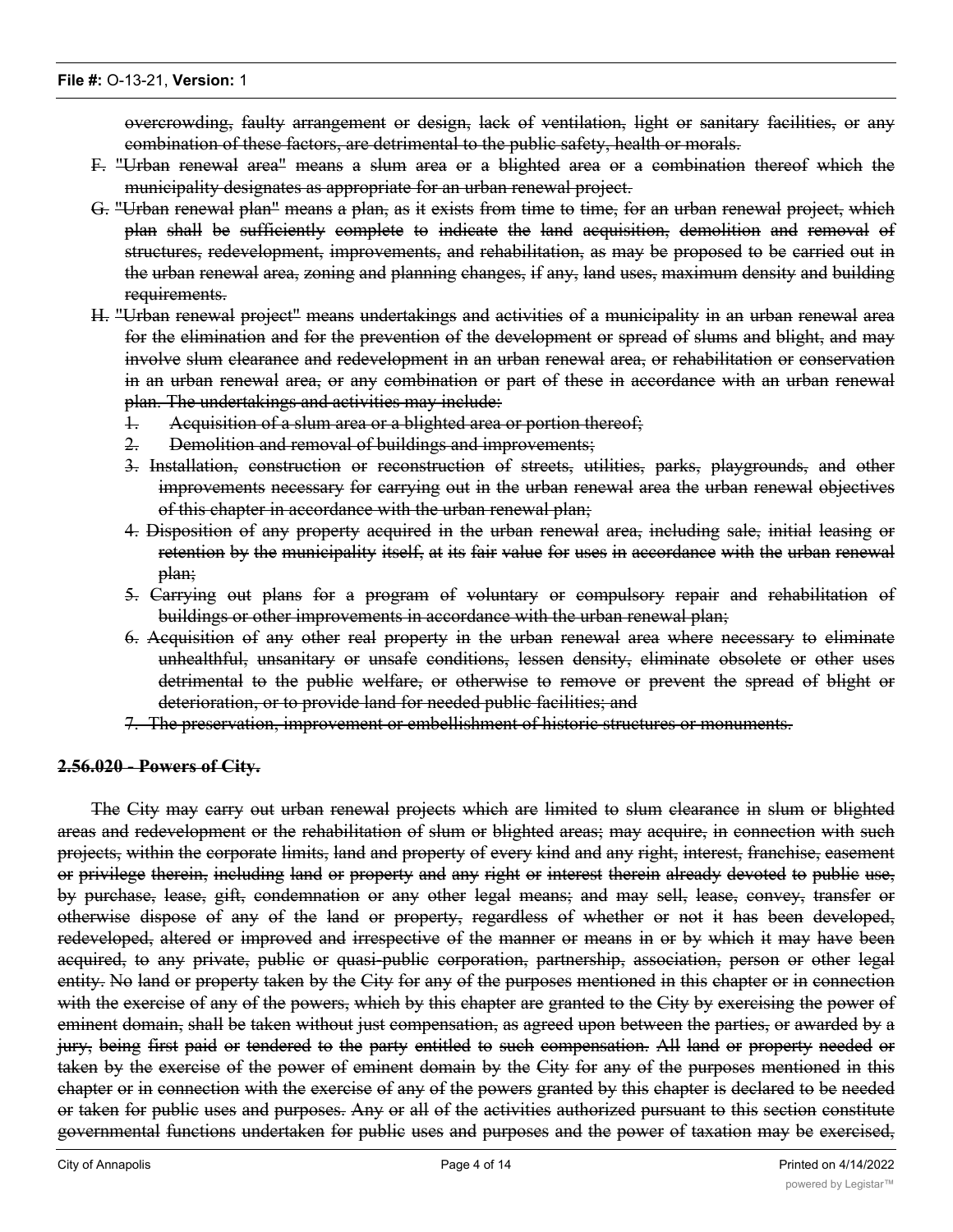~~overcrowding, faulty arrangement or design, lack of ventilation, light or sanitary facilities, or any combination of these factors, are detrimental to the public safety, health or morals.~~

F. ~~"Urban renewal area" means a slum area or a blighted area or a combination thereof which the municipality designates as appropriate for an urban renewal project.~~

G. ~~"Urban renewal plan" means a plan, as it exists from time to time, for an urban renewal project, which plan shall be sufficiently complete to indicate the land acquisition, demolition and removal of structures, redevelopment, improvements, and rehabilitation, as may be proposed to be carried out in the urban renewal area, zoning and planning changes, if any, land uses, maximum density and building requirements.~~

H. ~~"Urban renewal project" means undertakings and activities of a municipality in an urban renewal area for the elimination and for the prevention of the development or spread of slums and blight, and may involve slum clearance and redevelopment in an urban renewal area, or rehabilitation or conservation in an urban renewal area, or any combination or part of these in accordance with an urban renewal plan. The undertakings and activities may include:~~

1. ~~Acquisition of a slum area or a blighted area or portion thereof;~~
2. ~~Demolition and removal of buildings and improvements;~~
3. ~~Installation, construction or reconstruction of streets, utilities, parks, playgrounds, and other improvements necessary for carrying out in the urban renewal area the urban renewal objectives of this chapter in accordance with the urban renewal plan;~~
4. ~~Disposition of any property acquired in the urban renewal area, including sale, initial leasing or retention by the municipality itself, at its fair value for uses in accordance with the urban renewal plan;~~
5. ~~Carrying out plans for a program of voluntary or compulsory repair and rehabilitation of buildings or other improvements in accordance with the urban renewal plan;~~
6. ~~Acquisition of any other real property in the urban renewal area where necessary to eliminate unhealthful, unsanitary or unsafe conditions, lessen density, eliminate obsolete or other uses detrimental to the public welfare, or otherwise to remove or prevent the spread of blight or deterioration, or to provide land for needed public facilities; and~~
7. ~~The preservation, improvement or embellishment of historic structures or monuments.~~

**~~2.56.020 - Powers of City.~~**

~~The City may carry out urban renewal projects which are limited to slum clearance in slum or blighted areas and redevelopment or the rehabilitation of slum or blighted areas; may acquire, in connection with such projects, within the corporate limits, land and property of every kind and any right, interest, franchise, easement or privilege therein, including land or property and any right or interest therein already devoted to public use, by purchase, lease, gift, condemnation or any other legal means; and may sell, lease, convey, transfer or otherwise dispose of any of the land or property, regardless of whether or not it has been developed, redeveloped, altered or improved and irrespective of the manner or means in or by which it may have been acquired, to any private, public or quasi-public corporation, partnership, association, person or other legal entity. No land or property taken by the City for any of the purposes mentioned in this chapter or in connection with the exercise of any of the powers, which by this chapter are granted to the City by exercising the power of eminent domain, shall be taken without just compensation, as agreed upon between the parties, or awarded by a jury, being first paid or tendered to the party entitled to such compensation. All land or property needed or taken by the exercise of the power of eminent domain by the City for any of the purposes mentioned in this chapter or in connection with the exercise of any of the powers granted by this chapter is declared to be needed or taken for public uses and purposes. Any or all of the activities authorized pursuant to this section constitute governmental functions undertaken for public uses and purposes and the power of taxation may be exercised,~~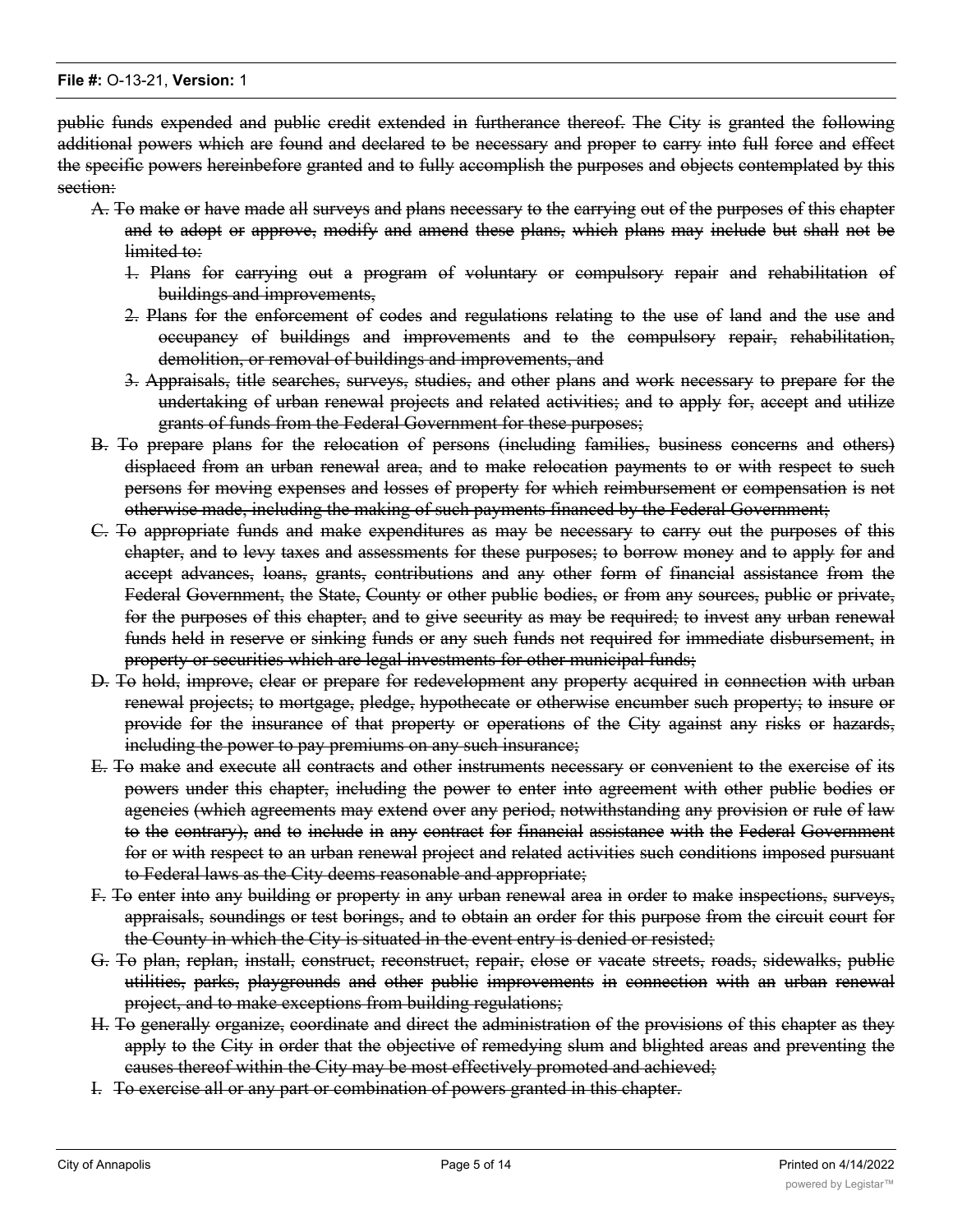~~public funds expended and public credit extended in furtherance thereof. The City is granted the following additional powers which are found and declared to be necessary and proper to carry into full force and effect the specific powers hereinbefore granted and to fully accomplish the purposes and objects contemplated by this section:~~

- ~~A. To make or have made all surveys and plans necessary to the carrying out of the purposes of this chapter and to adopt or approve, modify and amend these plans, which plans may include but shall not be limited to:~~
  - ~~1. Plans for carrying out a program of voluntary or compulsory repair and rehabilitation of buildings and improvements,~~
  - ~~2. Plans for the enforcement of codes and regulations relating to the use of land and the use and occupancy of buildings and improvements and to the compulsory repair, rehabilitation, demolition, or removal of buildings and improvements, and~~
  - ~~3. Appraisals, title searches, surveys, studies, and other plans and work necessary to prepare for the undertaking of urban renewal projects and related activities; and to apply for, accept and utilize grants of funds from the Federal Government for these purposes;~~
- ~~B. To prepare plans for the relocation of persons (including families, business concerns and others) displaced from an urban renewal area, and to make relocation payments to or with respect to such persons for moving expenses and losses of property for which reimbursement or compensation is not otherwise made, including the making of such payments financed by the Federal Government;~~
- ~~C. To appropriate funds and make expenditures as may be necessary to carry out the purposes of this chapter, and to levy taxes and assessments for these purposes; to borrow money and to apply for and accept advances, loans, grants, contributions and any other form of financial assistance from the Federal Government, the State, County or other public bodies, or from any sources, public or private, for the purposes of this chapter, and to give security as may be required; to invest any urban renewal funds held in reserve or sinking funds or any such funds not required for immediate disbursement, in property or securities which are legal investments for other municipal funds;~~
- ~~D. To hold, improve, clear or prepare for redevelopment any property acquired in connection with urban renewal projects; to mortgage, pledge, hypothecate or otherwise encumber such property; to insure or provide for the insurance of that property or operations of the City against any risks or hazards, including the power to pay premiums on any such insurance;~~
- ~~E. To make and execute all contracts and other instruments necessary or convenient to the exercise of its powers under this chapter, including the power to enter into agreement with other public bodies or agencies (which agreements may extend over any period, notwithstanding any provision or rule of law to the contrary), and to include in any contract for financial assistance with the Federal Government for or with respect to an urban renewal project and related activities such conditions imposed pursuant to Federal laws as the City deems reasonable and appropriate;~~
- ~~F. To enter into any building or property in any urban renewal area in order to make inspections, surveys, appraisals, soundings or test borings, and to obtain an order for this purpose from the circuit court for the County in which the City is situated in the event entry is denied or resisted;~~
- ~~G. To plan, replan, install, construct, reconstruct, repair, close or vacate streets, roads, sidewalks, public utilities, parks, playgrounds and other public improvements in connection with an urban renewal project, and to make exceptions from building regulations;~~
- ~~H. To generally organize, coordinate and direct the administration of the provisions of this chapter as they apply to the City in order that the objective of remedying slum and blighted areas and preventing the causes thereof within the City may be most effectively promoted and achieved;~~
- ~~I. To exercise all or any part or combination of powers granted in this chapter.~~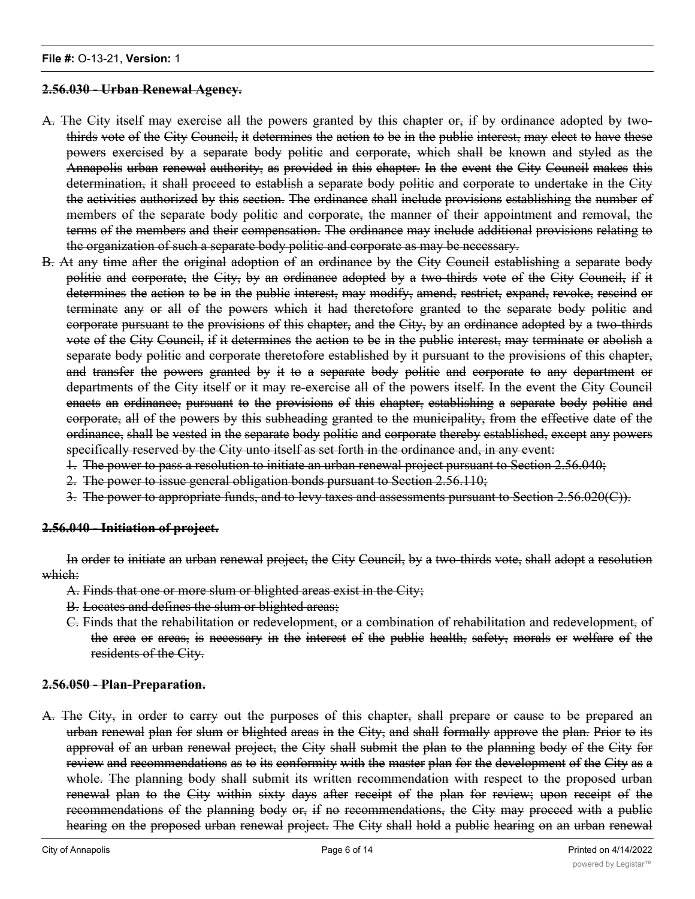**~~2.56.030 - Urban Renewal Agency.~~**

A. ~~The City itself may exercise all the powers granted by this chapter or, if by ordinance adopted by two-thirds vote of the City Council, it determines the action to be in the public interest, may elect to have these powers exercised by a separate body politic and corporate, which shall be known and styled as the Annapolis urban renewal authority, as provided in this chapter. In the event the City Council makes this determination, it shall proceed to establish a separate body politic and corporate to undertake in the City the activities authorized by this section. The ordinance shall include provisions establishing the number of members of the separate body politic and corporate, the manner of their appointment and removal, the terms of the members and their compensation. The ordinance may include additional provisions relating to the organization of such a separate body politic and corporate as may be necessary.~~

B. ~~At any time after the original adoption of an ordinance by the City Council establishing a separate body politic and corporate, the City, by an ordinance adopted by a two-thirds vote of the City Council, if it determines the action to be in the public interest, may modify, amend, restrict, expand, revoke, rescind or terminate any or all of the powers which it had theretofore granted to the separate body politic and corporate pursuant to the provisions of this chapter, and the City, by an ordinance adopted by a two-thirds vote of the City Council, if it determines the action to be in the public interest, may terminate or abolish a separate body politic and corporate theretofore established by it pursuant to the provisions of this chapter, and transfer the powers granted by it to a separate body politic and corporate to any department or departments of the City itself or it may re-exercise all of the powers itself. In the event the City Council enacts an ordinance, pursuant to the provisions of this chapter, establishing a separate body politic and corporate, all of the powers by this subheading granted to the municipality, from the effective date of the ordinance, shall be vested in the separate body politic and corporate thereby established, except any powers specifically reserved by the City unto itself as set forth in the ordinance and, in any event:~~

   1. ~~The power to pass a resolution to initiate an urban renewal project pursuant to Section 2.56.040;~~
   2. ~~The power to issue general obligation bonds pursuant to Section 2.56.110;~~
   3. ~~The power to appropriate funds, and to levy taxes and assessments pursuant to Section 2.56.020(C)).~~

**~~2.56.040 - Initiation of project.~~**

~~In order to initiate an urban renewal project, the City Council, by a two-thirds vote, shall adopt a resolution which:~~

A. ~~Finds that one or more slum or blighted areas exist in the City;~~

B. ~~Locates and defines the slum or blighted areas;~~

C. ~~Finds that the rehabilitation or redevelopment, or a combination of rehabilitation and redevelopment, of the area or areas, is necessary in the interest of the public health, safety, morals or welfare of the residents of the City.~~

**~~2.56.050 - Plan-Preparation.~~**

A. ~~The City, in order to carry out the purposes of this chapter, shall prepare or cause to be prepared an urban renewal plan for slum or blighted areas in the City, and shall formally approve the plan. Prior to its approval of an urban renewal project, the City shall submit the plan to the planning body of the City for review and recommendations as to its conformity with the master plan for the development of the City as a whole. The planning body shall submit its written recommendation with respect to the proposed urban renewal plan to the City within sixty days after receipt of the plan for review; upon receipt of the recommendations of the planning body or, if no recommendations, the City may proceed with a public hearing on the proposed urban renewal project. The City shall hold a public hearing on an urban renewal~~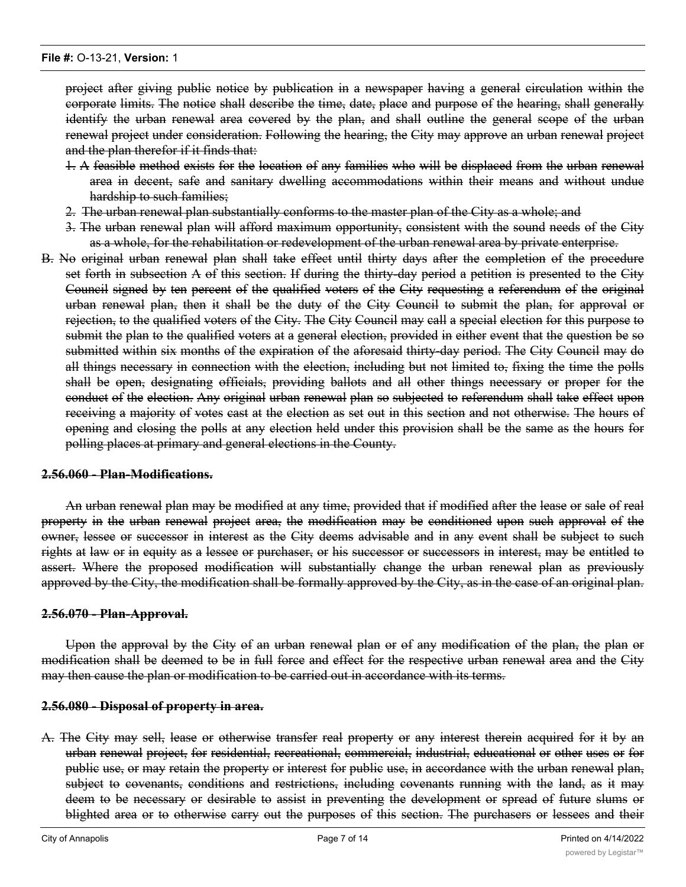~~project after giving public notice by publication in a newspaper having a general circulation within the corporate limits. The notice shall describe the time, date, place and purpose of the hearing, shall generally identify the urban renewal area covered by the plan, and shall outline the general scope of the urban renewal project under consideration. Following the hearing, the City may approve an urban renewal project and the plan therefor if it finds that:~~

1. ~~A feasible method exists for the location of any families who will be displaced from the urban renewal area in decent, safe and sanitary dwelling accommodations within their means and without undue hardship to such families;~~
2. ~~The urban renewal plan substantially conforms to the master plan of the City as a whole; and~~
3. ~~The urban renewal plan will afford maximum opportunity, consistent with the sound needs of the City as a whole, for the rehabilitation or redevelopment of the urban renewal area by private enterprise.~~

~~B. No original urban renewal plan shall take effect until thirty days after the completion of the procedure set forth in subsection A of this section. If during the thirty-day period a petition is presented to the City Council signed by ten percent of the qualified voters of the City requesting a referendum of the original urban renewal plan, then it shall be the duty of the City Council to submit the plan, for approval or rejection, to the qualified voters of the City. The City Council may call a special election for this purpose to submit the plan to the qualified voters at a general election, provided in either event that the question be so submitted within six months of the expiration of the aforesaid thirty-day period. The City Council may do all things necessary in connection with the election, including but not limited to, fixing the time the polls shall be open, designating officials, providing ballots and all other things necessary or proper for the conduct of the election. Any original urban renewal plan so subjected to referendum shall take effect upon receiving a majority of votes cast at the election as set out in this section and not otherwise. The hours of opening and closing the polls at any election held under this provision shall be the same as the hours for polling places at primary and general elections in the County.~~

**~~2.56.060 - Plan-Modifications.~~**

~~An urban renewal plan may be modified at any time, provided that if modified after the lease or sale of real property in the urban renewal project area, the modification may be conditioned upon such approval of the owner, lessee or successor in interest as the City deems advisable and in any event shall be subject to such rights at law or in equity as a lessee or purchaser, or his successor or successors in interest, may be entitled to assert. Where the proposed modification will substantially change the urban renewal plan as previously approved by the City, the modification shall be formally approved by the City, as in the case of an original plan.~~

**~~2.56.070 - Plan-Approval.~~**

~~Upon the approval by the City of an urban renewal plan or of any modification of the plan, the plan or modification shall be deemed to be in full force and effect for the respective urban renewal area and the City may then cause the plan or modification to be carried out in accordance with its terms.~~

**~~2.56.080 - Disposal of property in area.~~**

~~A. The City may sell, lease or otherwise transfer real property or any interest therein acquired for it by an urban renewal project, for residential, recreational, commercial, industrial, educational or other uses or for public use, or may retain the property or interest for public use, in accordance with the urban renewal plan, subject to covenants, conditions and restrictions, including covenants running with the land, as it may deem to be necessary or desirable to assist in preventing the development or spread of future slums or blighted area or to otherwise carry out the purposes of this section. The purchasers or lessees and their~~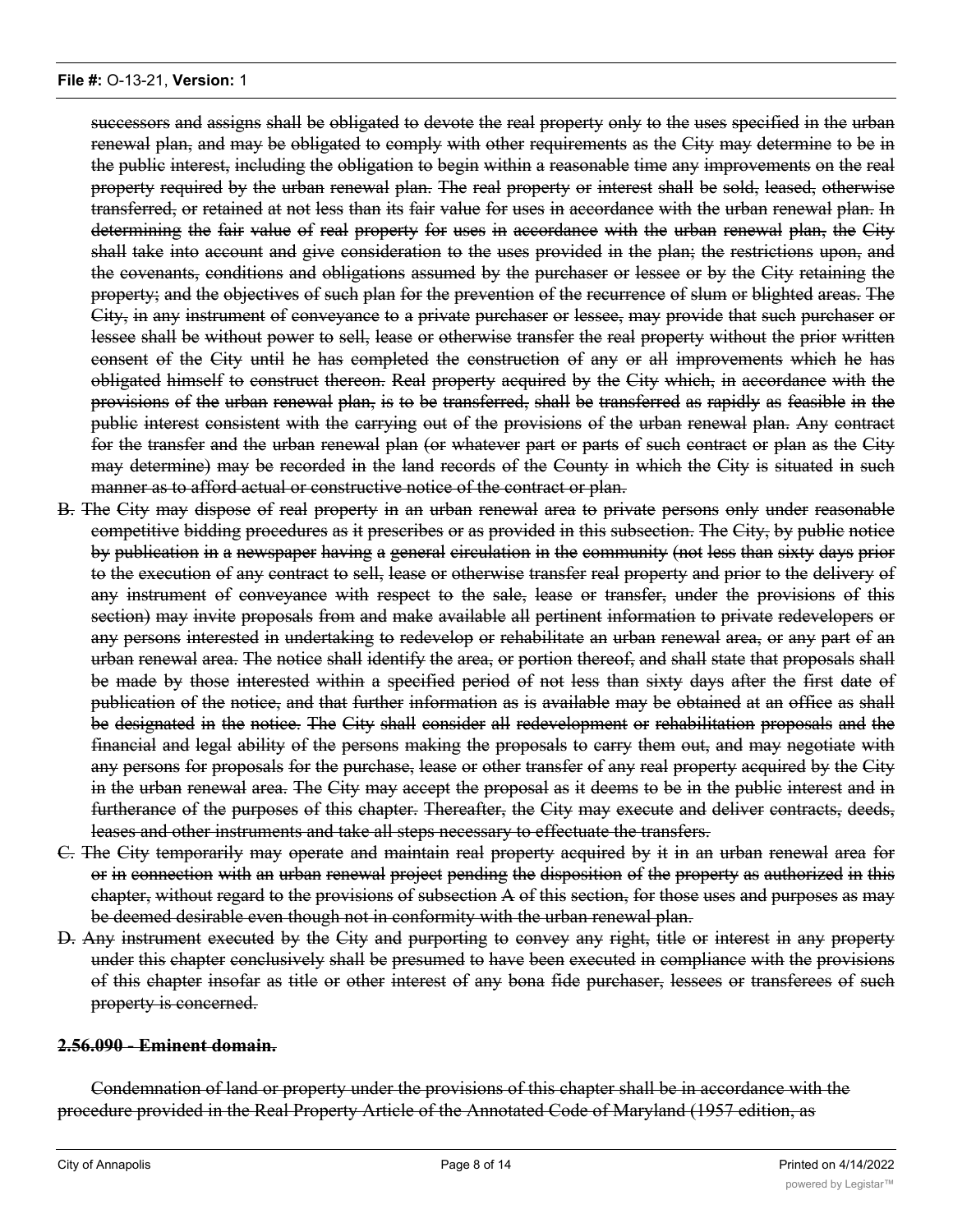~~successors and assigns shall be obligated to devote the real property only to the uses specified in the urban renewal plan, and may be obligated to comply with other requirements as the City may determine to be in the public interest, including the obligation to begin within a reasonable time any improvements on the real property required by the urban renewal plan. The real property or interest shall be sold, leased, otherwise transferred, or retained at not less than its fair value for uses in accordance with the urban renewal plan. In determining the fair value of real property for uses in accordance with the urban renewal plan, the City shall take into account and give consideration to the uses provided in the plan; the restrictions upon, and the covenants, conditions and obligations assumed by the purchaser or lessee or by the City retaining the property; and the objectives of such plan for the prevention of the recurrence of slum or blighted areas. The City, in any instrument of conveyance to a private purchaser or lessee, may provide that such purchaser or lessee shall be without power to sell, lease or otherwise transfer the real property without the prior written consent of the City until he has completed the construction of any or all improvements which he has obligated himself to construct thereon. Real property acquired by the City which, in accordance with the provisions of the urban renewal plan, is to be transferred, shall be transferred as rapidly as feasible in the public interest consistent with the carrying out of the provisions of the urban renewal plan. Any contract for the transfer and the urban renewal plan (or whatever part or parts of such contract or plan as the City may determine) may be recorded in the land records of the County in which the City is situated in such manner as to afford actual or constructive notice of the contract or plan.~~

~~B. The City may dispose of real property in an urban renewal area to private persons only under reasonable competitive bidding procedures as it prescribes or as provided in this subsection. The City, by public notice by publication in a newspaper having a general circulation in the community (not less than sixty days prior to the execution of any contract to sell, lease or otherwise transfer real property and prior to the delivery of any instrument of conveyance with respect to the sale, lease or transfer, under the provisions of this section) may invite proposals from and make available all pertinent information to private redevelopers or any persons interested in undertaking to redevelop or rehabilitate an urban renewal area, or any part of an urban renewal area. The notice shall identify the area, or portion thereof, and shall state that proposals shall be made by those interested within a specified period of not less than sixty days after the first date of publication of the notice, and that further information as is available may be obtained at an office as shall be designated in the notice. The City shall consider all redevelopment or rehabilitation proposals and the financial and legal ability of the persons making the proposals to carry them out, and may negotiate with any persons for proposals for the purchase, lease or other transfer of any real property acquired by the City in the urban renewal area. The City may accept the proposal as it deems to be in the public interest and in furtherance of the purposes of this chapter. Thereafter, the City may execute and deliver contracts, deeds, leases and other instruments and take all steps necessary to effectuate the transfers.~~

~~C. The City temporarily may operate and maintain real property acquired by it in an urban renewal area for or in connection with an urban renewal project pending the disposition of the property as authorized in this chapter, without regard to the provisions of subsection A of this section, for those uses and purposes as may be deemed desirable even though not in conformity with the urban renewal plan.~~

~~D. Any instrument executed by the City and purporting to convey any right, title or interest in any property under this chapter conclusively shall be presumed to have been executed in compliance with the provisions of this chapter insofar as title or other interest of any bona fide purchaser, lessees or transferees of such property is concerned.~~

**~~2.56.090 - Eminent domain.~~**

~~Condemnation of land or property under the provisions of this chapter shall be in accordance with the procedure provided in the Real Property Article of the Annotated Code of Maryland (1957 edition, as~~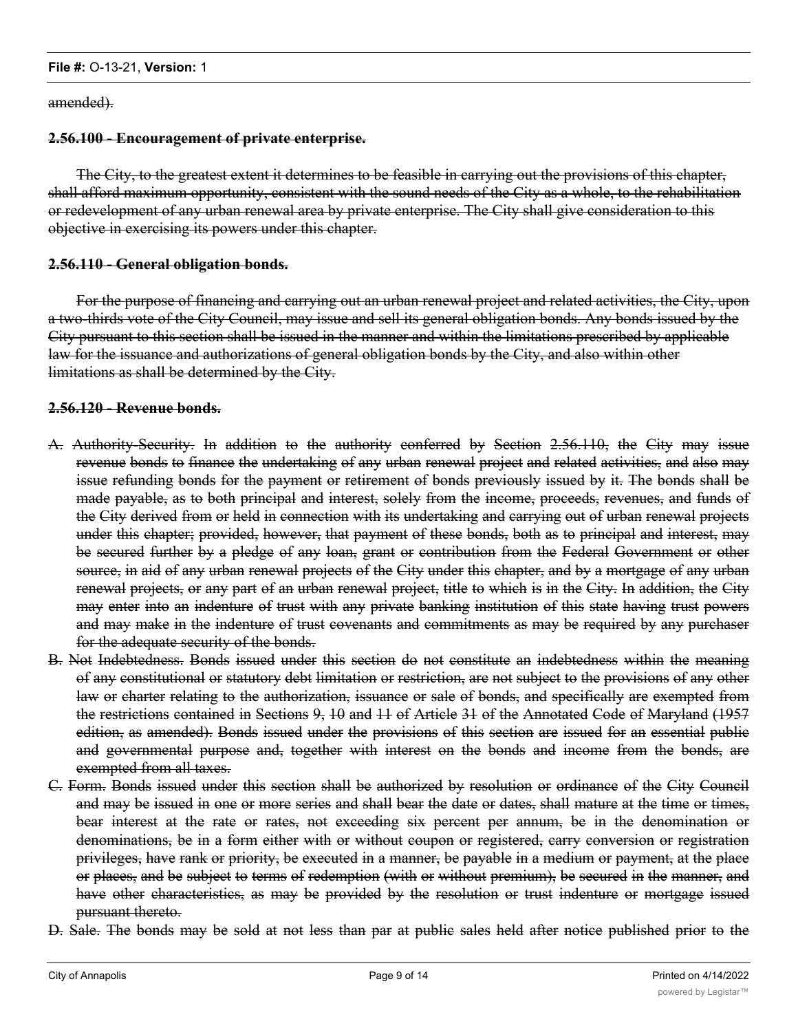~~amended).~~

**~~2.56.100 - Encouragement of private enterprise.~~**

~~The City, to the greatest extent it determines to be feasible in carrying out the provisions of this chapter, shall afford maximum opportunity, consistent with the sound needs of the City as a whole, to the rehabilitation or redevelopment of any urban renewal area by private enterprise. The City shall give consideration to this objective in exercising its powers under this chapter.~~

**~~2.56.110 - General obligation bonds.~~**

~~For the purpose of financing and carrying out an urban renewal project and related activities, the City, upon a two-thirds vote of the City Council, may issue and sell its general obligation bonds. Any bonds issued by the City pursuant to this section shall be issued in the manner and within the limitations prescribed by applicable law for the issuance and authorizations of general obligation bonds by the City, and also within other limitations as shall be determined by the City.~~

**~~2.56.120 - Revenue bonds.~~**

- ~~A. Authority-Security. In addition to the authority conferred by Section 2.56.110, the City may issue revenue bonds to finance the undertaking of any urban renewal project and related activities, and also may issue refunding bonds for the payment or retirement of bonds previously issued by it. The bonds shall be made payable, as to both principal and interest, solely from the income, proceeds, revenues, and funds of the City derived from or held in connection with its undertaking and carrying out of urban renewal projects under this chapter; provided, however, that payment of these bonds, both as to principal and interest, may be secured further by a pledge of any loan, grant or contribution from the Federal Government or other source, in aid of any urban renewal projects of the City under this chapter, and by a mortgage of any urban renewal projects, or any part of an urban renewal project, title to which is in the City. In addition, the City may enter into an indenture of trust with any private banking institution of this state having trust powers and may make in the indenture of trust covenants and commitments as may be required by any purchaser for the adequate security of the bonds.~~
- ~~B. Not Indebtedness. Bonds issued under this section do not constitute an indebtedness within the meaning of any constitutional or statutory debt limitation or restriction, are not subject to the provisions of any other law or charter relating to the authorization, issuance or sale of bonds, and specifically are exempted from the restrictions contained in Sections 9, 10 and 11 of Article 31 of the Annotated Code of Maryland (1957 edition, as amended). Bonds issued under the provisions of this section are issued for an essential public and governmental purpose and, together with interest on the bonds and income from the bonds, are exempted from all taxes.~~
- ~~C. Form. Bonds issued under this section shall be authorized by resolution or ordinance of the City Council and may be issued in one or more series and shall bear the date or dates, shall mature at the time or times, bear interest at the rate or rates, not exceeding six percent per annum, be in the denomination or denominations, be in a form either with or without coupon or registered, carry conversion or registration privileges, have rank or priority, be executed in a manner, be payable in a medium or payment, at the place or places, and be subject to terms of redemption (with or without premium), be secured in the manner, and have other characteristics, as may be provided by the resolution or trust indenture or mortgage issued pursuant thereto.~~
- ~~D. Sale. The bonds may be sold at not less than par at public sales held after notice published prior to the~~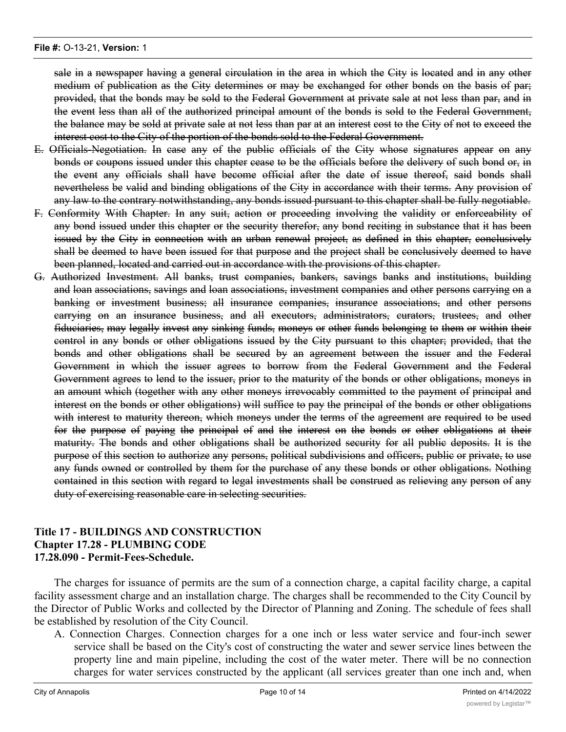~~sale in a newspaper having a general circulation in the area in which the City is located and in any other medium of publication as the City determines or may be exchanged for other bonds on the basis of par; provided, that the bonds may be sold to the Federal Government at private sale at not less than par, and in the event less than all of the authorized principal amount of the bonds is sold to the Federal Government, the balance may be sold at private sale at not less than par at an interest cost to the City of not to exceed the interest cost to the City of the portion of the bonds sold to the Federal Government.~~

~~E. Officials-Negotiation. In case any of the public officials of the City whose signatures appear on any bonds or coupons issued under this chapter cease to be the officials before the delivery of such bond or, in the event any officials shall have become official after the date of issue thereof, said bonds shall nevertheless be valid and binding obligations of the City in accordance with their terms. Any provision of any law to the contrary notwithstanding, any bonds issued pursuant to this chapter shall be fully negotiable.~~

~~F. Conformity With Chapter. In any suit, action or proceeding involving the validity or enforceability of any bond issued under this chapter or the security therefor, any bond reciting in substance that it has been issued by the City in connection with an urban renewal project, as defined in this chapter, conclusively shall be deemed to have been issued for that purpose and the project shall be conclusively deemed to have been planned, located and carried out in accordance with the provisions of this chapter.~~

~~G. Authorized Investment. All banks, trust companies, bankers, savings banks and institutions, building and loan associations, savings and loan associations, investment companies and other persons carrying on a banking or investment business; all insurance companies, insurance associations, and other persons carrying on an insurance business, and all executors, administrators, curators, trustees, and other fiduciaries, may legally invest any sinking funds, moneys or other funds belonging to them or within their control in any bonds or other obligations issued by the City pursuant to this chapter; provided, that the bonds and other obligations shall be secured by an agreement between the issuer and the Federal Government in which the issuer agrees to borrow from the Federal Government and the Federal Government agrees to lend to the issuer, prior to the maturity of the bonds or other obligations, moneys in an amount which (together with any other moneys irrevocably committed to the payment of principal and interest on the bonds or other obligations) will suffice to pay the principal of the bonds or other obligations with interest to maturity thereon, which moneys under the terms of the agreement are required to be used for the purpose of paying the principal of and the interest on the bonds or other obligations at their maturity. The bonds and other obligations shall be authorized security for all public deposits. It is the purpose of this section to authorize any persons, political subdivisions and officers, public or private, to use any funds owned or controlled by them for the purchase of any these bonds or other obligations. Nothing contained in this section with regard to legal investments shall be construed as relieving any person of any duty of exercising reasonable care in selecting securities.~~

**Title 17 - BUILDINGS AND CONSTRUCTION**
**Chapter 17.28 - PLUMBING CODE**
**17.28.090 - Permit-Fees-Schedule.**

The charges for issuance of permits are the sum of a connection charge, a capital facility charge, a capital facility assessment charge and an installation charge. The charges shall be recommended to the City Council by the Director of Public Works and collected by the Director of Planning and Zoning. The schedule of fees shall be established by resolution of the City Council.

A. Connection Charges. Connection charges for a one inch or less water service and four-inch sewer service shall be based on the City's cost of constructing the water and sewer service lines between the property line and main pipeline, including the cost of the water meter. There will be no connection charges for water services constructed by the applicant (all services greater than one inch and, when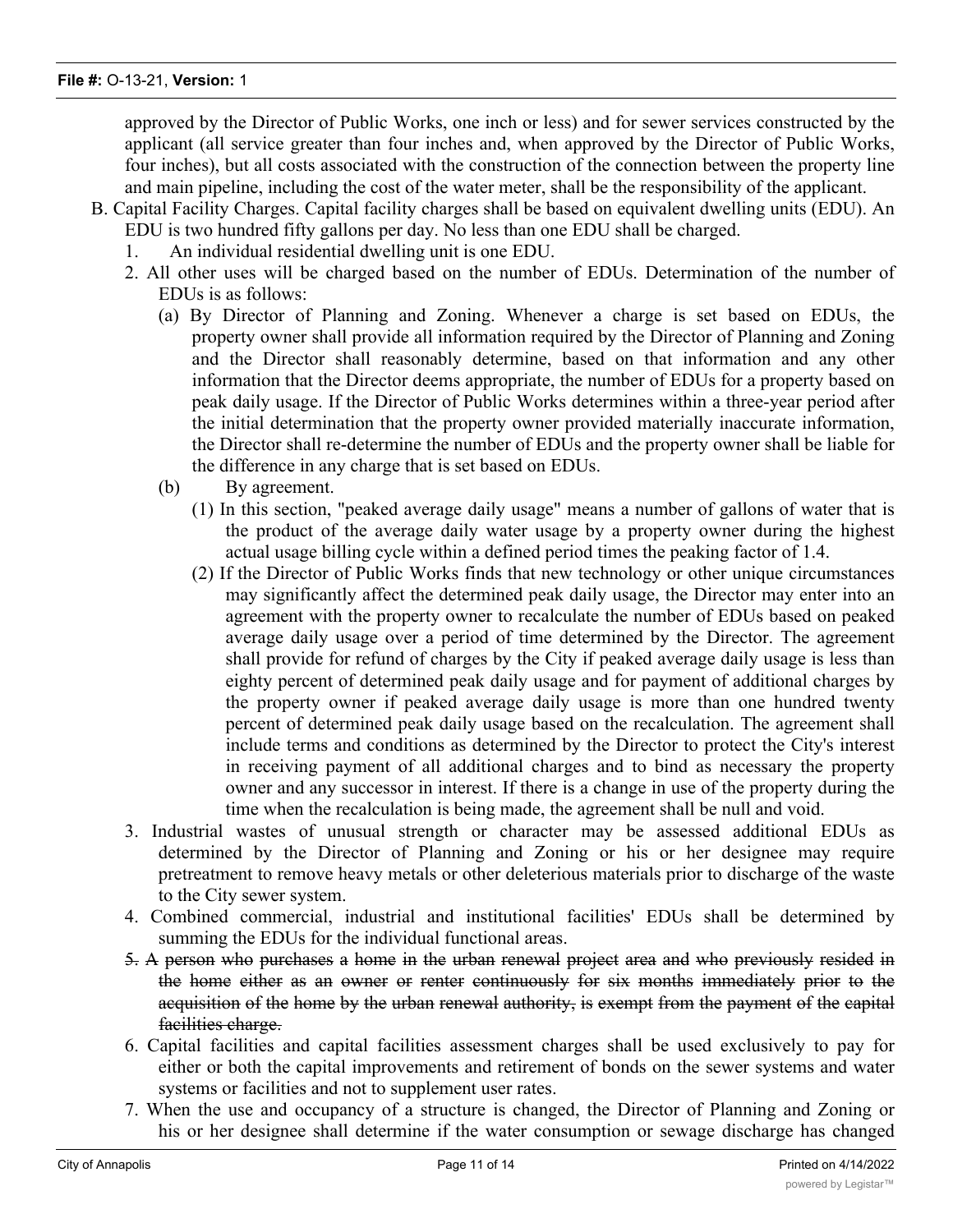approved by the Director of Public Works, one inch or less) and for sewer services constructed by the applicant (all service greater than four inches and, when approved by the Director of Public Works, four inches), but all costs associated with the construction of the connection between the property line and main pipeline, including the cost of the water meter, shall be the responsibility of the applicant.

B. Capital Facility Charges. Capital facility charges shall be based on equivalent dwelling units (EDU). An EDU is two hundred fifty gallons per day. No less than one EDU shall be charged.

1. An individual residential dwelling unit is one EDU.
2. All other uses will be charged based on the number of EDUs. Determination of the number of EDUs is as follows:
   (a) By Director of Planning and Zoning. Whenever a charge is set based on EDUs, the property owner shall provide all information required by the Director of Planning and Zoning and the Director shall reasonably determine, based on that information and any other information that the Director deems appropriate, the number of EDUs for a property based on peak daily usage. If the Director of Public Works determines within a three-year period after the initial determination that the property owner provided materially inaccurate information, the Director shall re-determine the number of EDUs and the property owner shall be liable for the difference in any charge that is set based on EDUs.
   (b) By agreement.
      (1) In this section, "peaked average daily usage" means a number of gallons of water that is the product of the average daily water usage by a property owner during the highest actual usage billing cycle within a defined period times the peaking factor of 1.4.
      (2) If the Director of Public Works finds that new technology or other unique circumstances may significantly affect the determined peak daily usage, the Director may enter into an agreement with the property owner to recalculate the number of EDUs based on peaked average daily usage over a period of time determined by the Director. The agreement shall provide for refund of charges by the City if peaked average daily usage is less than eighty percent of determined peak daily usage and for payment of additional charges by the property owner if peaked average daily usage is more than one hundred twenty percent of determined peak daily usage based on the recalculation. The agreement shall include terms and conditions as determined by the Director to protect the City's interest in receiving payment of all additional charges and to bind as necessary the property owner and any successor in interest. If there is a change in use of the property during the time when the recalculation is being made, the agreement shall be null and void.
3. Industrial wastes of unusual strength or character may be assessed additional EDUs as determined by the Director of Planning and Zoning or his or her designee may require pretreatment to remove heavy metals or other deleterious materials prior to discharge of the waste to the City sewer system.
4. Combined commercial, industrial and institutional facilities' EDUs shall be determined by summing the EDUs for the individual functional areas.
5. ~~A person who purchases a home in the urban renewal project area and who previously resided in the home either as an owner or renter continuously for six months immediately prior to the acquisition of the home by the urban renewal authority, is exempt from the payment of the capital facilities charge.~~
6. Capital facilities and capital facilities assessment charges shall be used exclusively to pay for either or both the capital improvements and retirement of bonds on the sewer systems and water systems or facilities and not to supplement user rates.
7. When the use and occupancy of a structure is changed, the Director of Planning and Zoning or his or her designee shall determine if the water consumption or sewage discharge has changed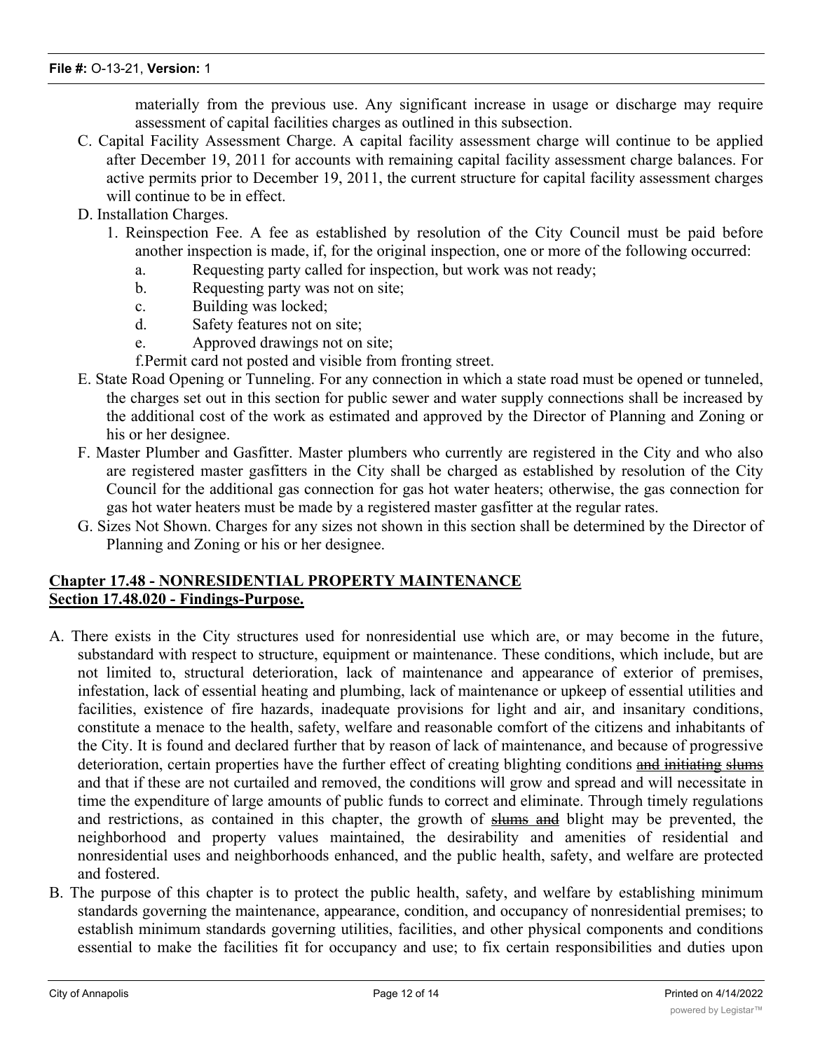materially from the previous use. Any significant increase in usage or discharge may require assessment of capital facilities charges as outlined in this subsection.

C. Capital Facility Assessment Charge. A capital facility assessment charge will continue to be applied after December 19, 2011 for accounts with remaining capital facility assessment charge balances. For active permits prior to December 19, 2011, the current structure for capital facility assessment charges will continue to be in effect.

D. Installation Charges.

1. Reinspection Fee. A fee as established by resolution of the City Council must be paid before another inspection is made, if, for the original inspection, one or more of the following occurred:

    a. Requesting party called for inspection, but work was not ready;

    b. Requesting party was not on site;

    c. Building was locked;

    d. Safety features not on site;

    e. Approved drawings not on site;

    f. Permit card not posted and visible from fronting street.

E. State Road Opening or Tunneling. For any connection in which a state road must be opened or tunneled, the charges set out in this section for public sewer and water supply connections shall be increased by the additional cost of the work as estimated and approved by the Director of Planning and Zoning or his or her designee.

F. Master Plumber and Gasfitter. Master plumbers who currently are registered in the City and who also are registered master gasfitters in the City shall be charged as established by resolution of the City Council for the additional gas connection for gas hot water heaters; otherwise, the gas connection for gas hot water heaters must be made by a registered master gasfitter at the regular rates.

G. Sizes Not Shown. Charges for any sizes not shown in this section shall be determined by the Director of Planning and Zoning or his or her designee.

**Chapter 17.48 - NONRESIDENTIAL PROPERTY MAINTENANCE**
**Section 17.48.020 - Findings-Purpose.**

A. There exists in the City structures used for nonresidential use which are, or may become in the future, substandard with respect to structure, equipment or maintenance. These conditions, which include, but are not limited to, structural deterioration, lack of maintenance and appearance of exterior of premises, infestation, lack of essential heating and plumbing, lack of maintenance or upkeep of essential utilities and facilities, existence of fire hazards, inadequate provisions for light and air, and insanitary conditions, constitute a menace to the health, safety, welfare and reasonable comfort of the citizens and inhabitants of the City. It is found and declared further that by reason of lack of maintenance, and because of progressive deterioration, certain properties have the further effect of creating blighting conditions ~~and initiating slums~~ and that if these are not curtailed and removed, the conditions will grow and spread and will necessitate in time the expenditure of large amounts of public funds to correct and eliminate. Through timely regulations and restrictions, as contained in this chapter, the growth of ~~slums and~~ blight may be prevented, the neighborhood and property values maintained, the desirability and amenities of residential and nonresidential uses and neighborhoods enhanced, and the public health, safety, and welfare are protected and fostered.

B. The purpose of this chapter is to protect the public health, safety, and welfare by establishing minimum standards governing the maintenance, appearance, condition, and occupancy of nonresidential premises; to establish minimum standards governing utilities, facilities, and other physical components and conditions essential to make the facilities fit for occupancy and use; to fix certain responsibilities and duties upon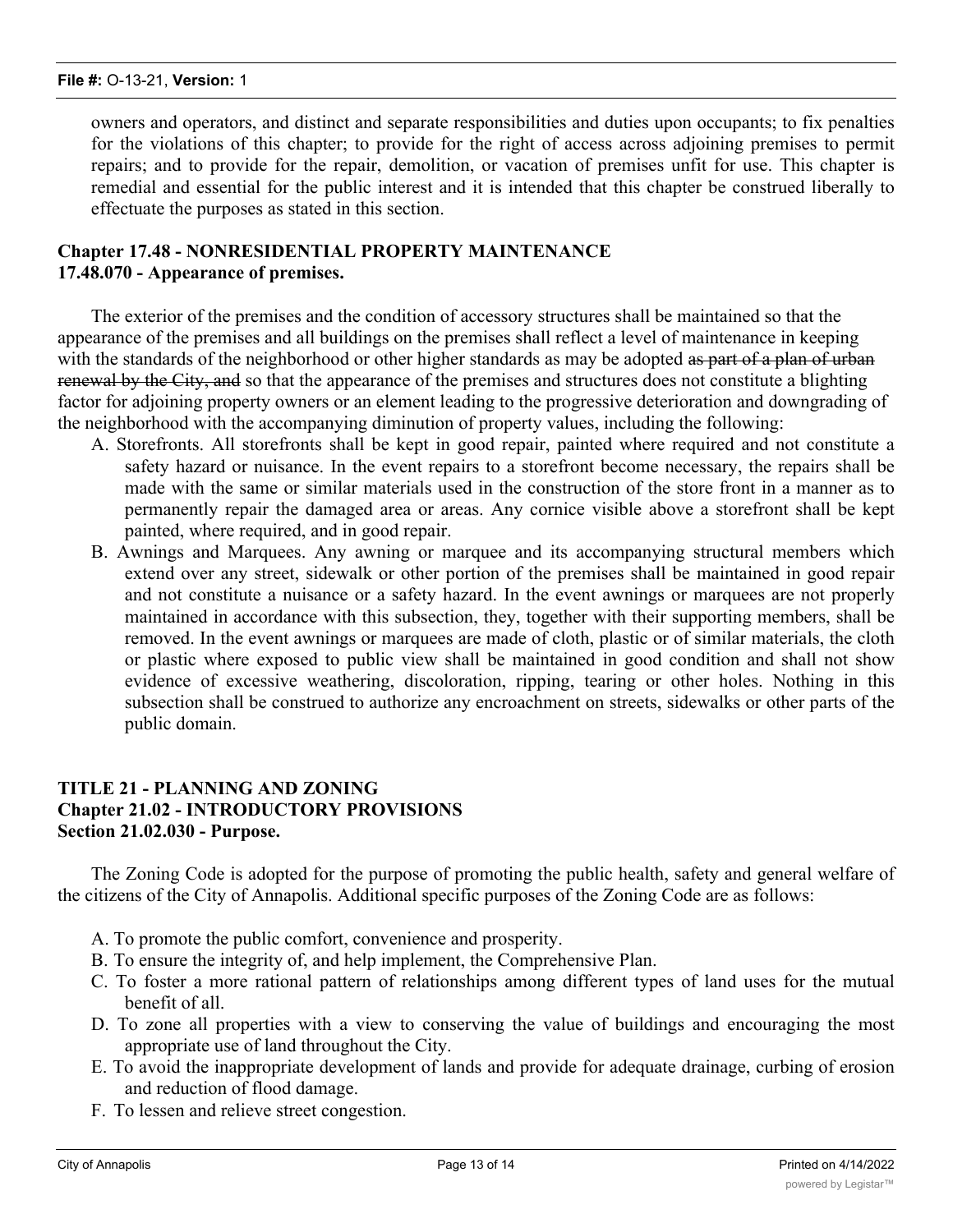owners and operators, and distinct and separate responsibilities and duties upon occupants; to fix penalties for the violations of this chapter; to provide for the right of access across adjoining premises to permit repairs; and to provide for the repair, demolition, or vacation of premises unfit for use. This chapter is remedial and essential for the public interest and it is intended that this chapter be construed liberally to effectuate the purposes as stated in this section.

**Chapter 17.48 - NONRESIDENTIAL PROPERTY MAINTENANCE**
**17.48.070 - Appearance of premises.**

The exterior of the premises and the condition of accessory structures shall be maintained so that the appearance of the premises and all buildings on the premises shall reflect a level of maintenance in keeping with the standards of the neighborhood or other higher standards as may be adopted ~~as part of a plan of urban renewal by the City, and~~ so that the appearance of the premises and structures does not constitute a blighting factor for adjoining property owners or an element leading to the progressive deterioration and downgrading of the neighborhood with the accompanying diminution of property values, including the following:

A. Storefronts. All storefronts shall be kept in good repair, painted where required and not constitute a safety hazard or nuisance. In the event repairs to a storefront become necessary, the repairs shall be made with the same or similar materials used in the construction of the store front in a manner as to permanently repair the damaged area or areas. Any cornice visible above a storefront shall be kept painted, where required, and in good repair.

B. Awnings and Marquees. Any awning or marquee and its accompanying structural members which extend over any street, sidewalk or other portion of the premises shall be maintained in good repair and not constitute a nuisance or a safety hazard. In the event awnings or marquees are not properly maintained in accordance with this subsection, they, together with their supporting members, shall be removed. In the event awnings or marquees are made of cloth, plastic or of similar materials, the cloth or plastic where exposed to public view shall be maintained in good condition and shall not show evidence of excessive weathering, discoloration, ripping, tearing or other holes. Nothing in this subsection shall be construed to authorize any encroachment on streets, sidewalks or other parts of the public domain.

**TITLE 21 - PLANNING AND ZONING**
**Chapter 21.02 - INTRODUCTORY PROVISIONS**
**Section 21.02.030 - Purpose.**

The Zoning Code is adopted for the purpose of promoting the public health, safety and general welfare of the citizens of the City of Annapolis. Additional specific purposes of the Zoning Code are as follows:

A. To promote the public comfort, convenience and prosperity.
B. To ensure the integrity of, and help implement, the Comprehensive Plan.
C. To foster a more rational pattern of relationships among different types of land uses for the mutual benefit of all.
D. To zone all properties with a view to conserving the value of buildings and encouraging the most appropriate use of land throughout the City.
E. To avoid the inappropriate development of lands and provide for adequate drainage, curbing of erosion and reduction of flood damage.
F. To lessen and relieve street congestion.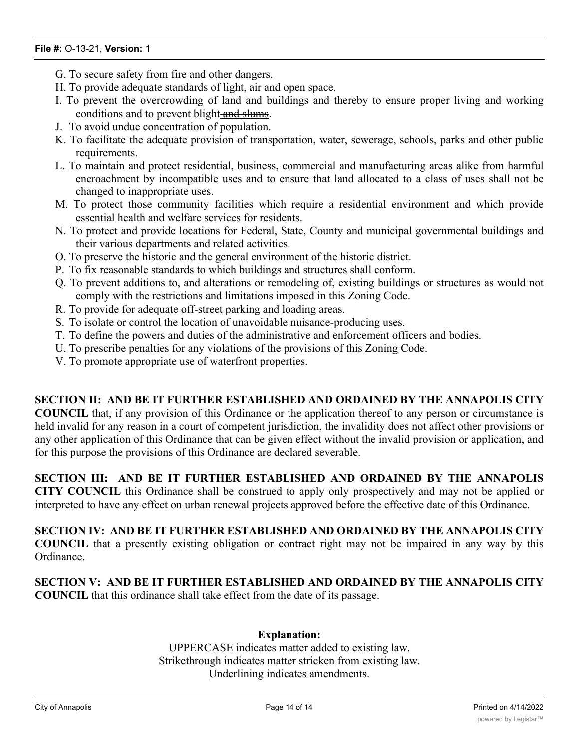G. To secure safety from fire and other dangers.
H. To provide adequate standards of light, air and open space.
I. To prevent the overcrowding of land and buildings and thereby to ensure proper living and working conditions and to prevent blight~~ and slums~~.
J. To avoid undue concentration of population.
K. To facilitate the adequate provision of transportation, water, sewerage, schools, parks and other public requirements.
L. To maintain and protect residential, business, commercial and manufacturing areas alike from harmful encroachment by incompatible uses and to ensure that land allocated to a class of uses shall not be changed to inappropriate uses.
M. To protect those community facilities which require a residential environment and which provide essential health and welfare services for residents.
N. To protect and provide locations for Federal, State, County and municipal governmental buildings and their various departments and related activities.
O. To preserve the historic and the general environment of the historic district.
P. To fix reasonable standards to which buildings and structures shall conform.
Q. To prevent additions to, and alterations or remodeling of, existing buildings or structures as would not comply with the restrictions and limitations imposed in this Zoning Code.
R. To provide for adequate off-street parking and loading areas.
S. To isolate or control the location of unavoidable nuisance-producing uses.
T. To define the powers and duties of the administrative and enforcement officers and bodies.
U. To prescribe penalties for any violations of the provisions of this Zoning Code.
V. To promote appropriate use of waterfront properties.

**SECTION II: AND BE IT FURTHER ESTABLISHED AND ORDAINED BY THE ANNAPOLIS CITY COUNCIL** that, if any provision of this Ordinance or the application thereof to any person or circumstance is held invalid for any reason in a court of competent jurisdiction, the invalidity does not affect other provisions or any other application of this Ordinance that can be given effect without the invalid provision or application, and for this purpose the provisions of this Ordinance are declared severable.

**SECTION III: AND BE IT FURTHER ESTABLISHED AND ORDAINED BY THE ANNAPOLIS CITY COUNCIL** this Ordinance shall be construed to apply only prospectively and may not be applied or interpreted to have any effect on urban renewal projects approved before the effective date of this Ordinance.

**SECTION IV: AND BE IT FURTHER ESTABLISHED AND ORDAINED BY THE ANNAPOLIS CITY COUNCIL** that a presently existing obligation or contract right may not be impaired in any way by this Ordinance.

**SECTION V: AND BE IT FURTHER ESTABLISHED AND ORDAINED BY THE ANNAPOLIS CITY COUNCIL** that this ordinance shall take effect from the date of its passage.

**Explanation:**

UPPERCASE indicates matter added to existing law.
~~Strikethrough~~ indicates matter stricken from existing law.
<u>Underlining</u> indicates amendments.